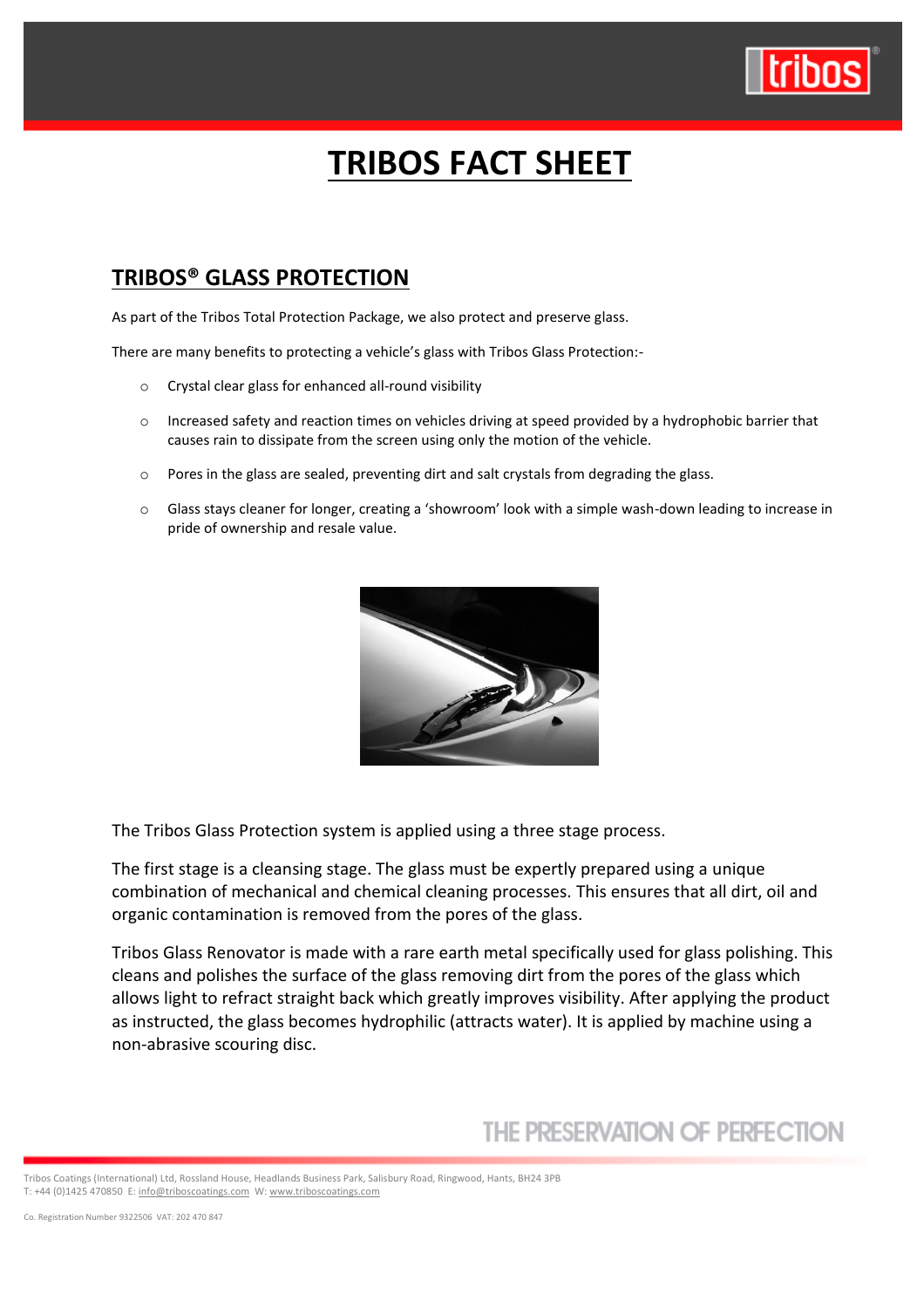# TRIBOS FACT SHEET

## TRIBOS® GLASS PROTECTION

As part of the Tribos Total Protection Package, we also protect and preserve glass.

There are many benefits to protecting a vehicle's glass with Tribos Glass Protection:-

- Crystal clear glass for enhanced all-round visibility
- Increased safety and reaction times on vehicles driving at speed provided by a hydrophobic barrier that causes rain to dissipate from the screen using only the motion of the vehicle.
- Pores in the glass are sealed, preventing dirt and salt crystals from degrading the glass.
- Glass stays cleaner for longer, creating a 'showroom' look with a simple wash-down leading to increase in pride of ownership and resale value.

The Tribos Glass Protection system is applied using a three stage process.

The first stage is a cleansing stage. The glass must be expertly prepared using a unique combination of mechanical and chemical cleaning processes. This ensures that all dirt, oil and organic contamination is removed from the pores of the glass.

Tribos Glass Renovator is made with a rare earth metal specifically used for glass polishing. This cleans and polishes the surface of the glass removing dirt from the pores of the glass which allows light to refract straight back which greatly improves visibility. After applying the product as instructed, the glass becomes hydrophilic (attracts water). It is applied by machine using a non-abrasive scouring disc.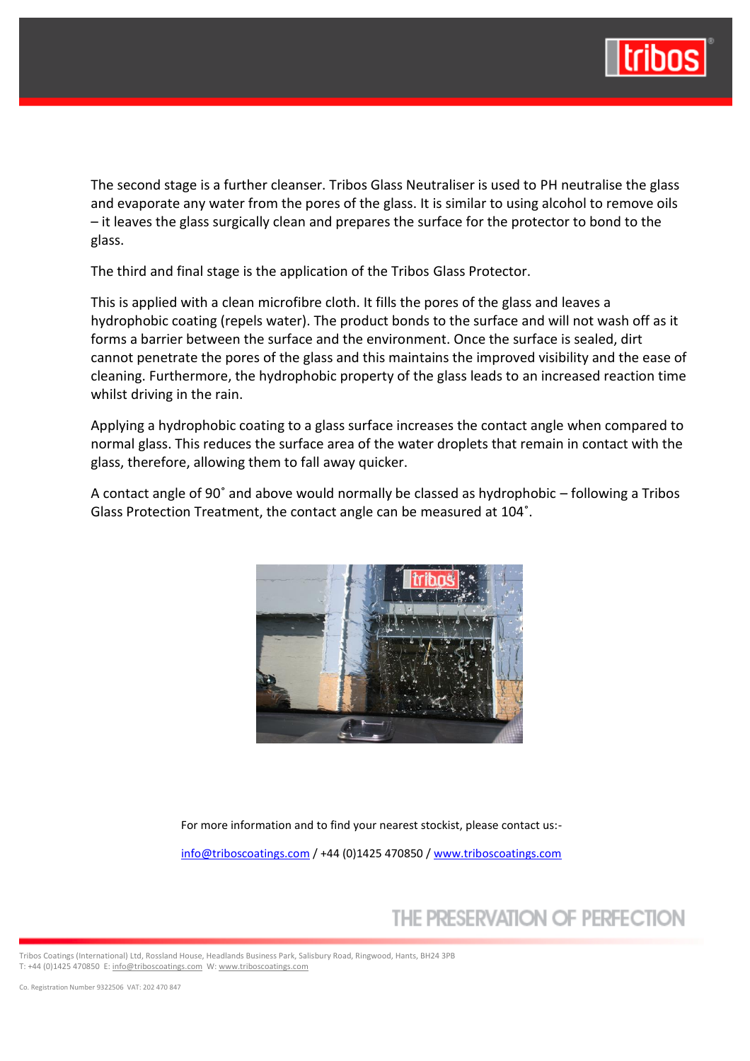The second stage is a further cleanser. Tribos Glass Neutraliser is used to PH neutralise the glass and evaporate any water from the pores of the glass. It is similar to using alcohol to remove oils – it leaves the glass surgically clean and prepares the surface for the protector to bond to the glass.

The third and final stage is the application of the Tribos Glass Protector.

This is applied with a clean microfibre cloth. It fills the pores of the glass and leaves a hydrophobic coating (repels water). The product bonds to the surface and will not wash off as it forms a barrier between the surface and the environment. Once the surface is sealed, dirt cannot penetrate the pores of the glass and this maintains the improved visibility and the ease of cleaning. Furthermore, the hydrophobic property of the glass leads to an increased reaction time whilst driving in the rain.

Applying a hydrophobic coating to a glass surface increases the contact angle when compared to normal glass. This reduces the surface area of the water droplets that remain in contact with the glass, therefore, allowing them to fall away quicker.

A contact angle of 90˚ and above would normally be classed as hydrophobic – following a Tribos Glass Protection Treatment, the contact angle can be measured at 104˚.

For more information and to find your nearest stockist, please contact us:-

info@triboscoatings.com / +44 (0)1425 470850 / www.triboscoatings.com

THE PRESERVATION OF PERFECTION

Tribos Coatings (International) Ltd, Rossland House, Headlands Business Park, Salisbury Road, Ringwood, Hants, BH24 3PB
T: +44 (0)1425 470850 E: info@triboscoatings.com W: www.triboscoatings.com

Co. Registration Number 9322506 VAT: 202 470 847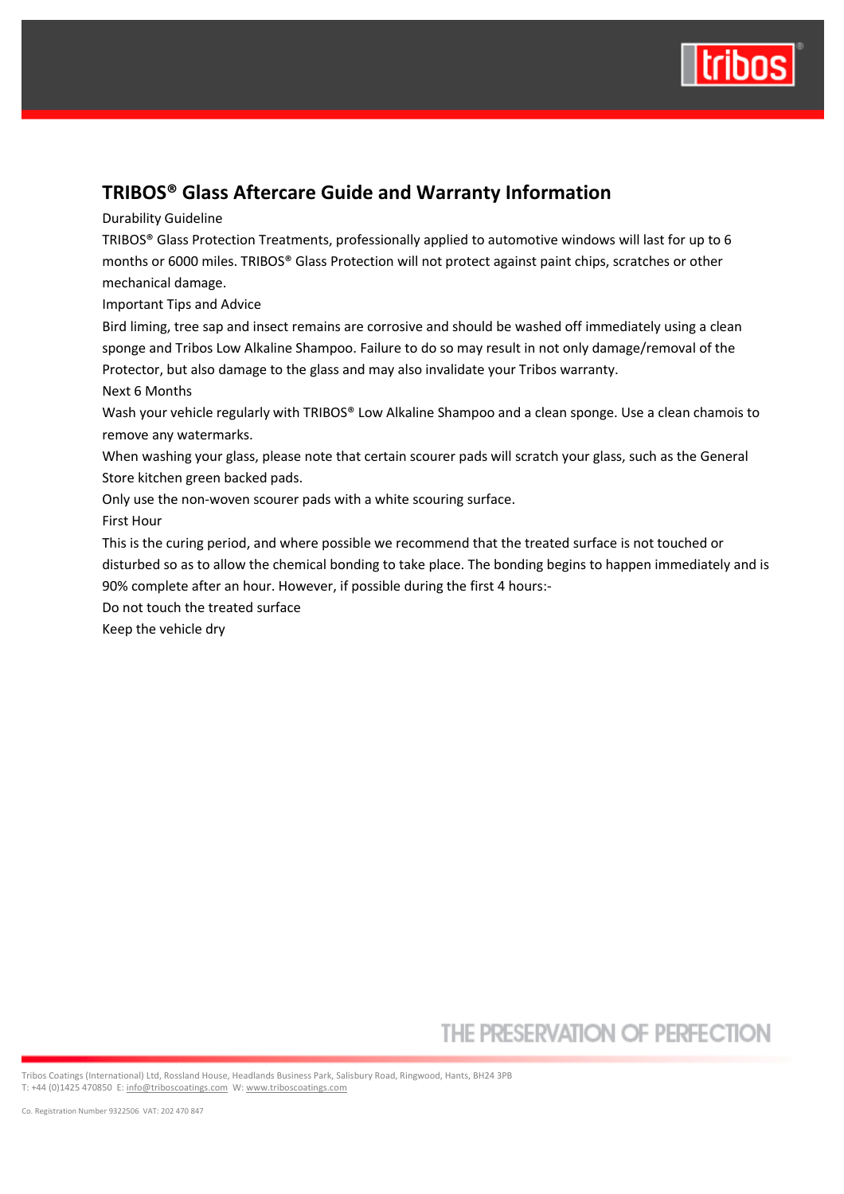# TRIBOS® Glass Aftercare Guide and Warranty Information

Durability Guideline

TRIBOS® Glass Protection Treatments, professionally applied to automotive windows will last for up to 6 months or 6000 miles. TRIBOS® Glass Protection will not protect against paint chips, scratches or other mechanical damage.

Important Tips and Advice

Bird liming, tree sap and insect remains are corrosive and should be washed off immediately using a clean sponge and Tribos Low Alkaline Shampoo. Failure to do so may result in not only damage/removal of the Protector, but also damage to the glass and may also invalidate your Tribos warranty.

Next 6 Months

Wash your vehicle regularly with TRIBOS® Low Alkaline Shampoo and a clean sponge. Use a clean chamois to remove any watermarks.

When washing your glass, please note that certain scourer pads will scratch your glass, such as the General Store kitchen green backed pads.

Only use the non-woven scourer pads with a white scouring surface.

First Hour

This is the curing period, and where possible we recommend that the treated surface is not touched or disturbed so as to allow the chemical bonding to take place. The bonding begins to happen immediately and is 90% complete after an hour. However, if possible during the first 4 hours:-

Do not touch the treated surface

Keep the vehicle dry